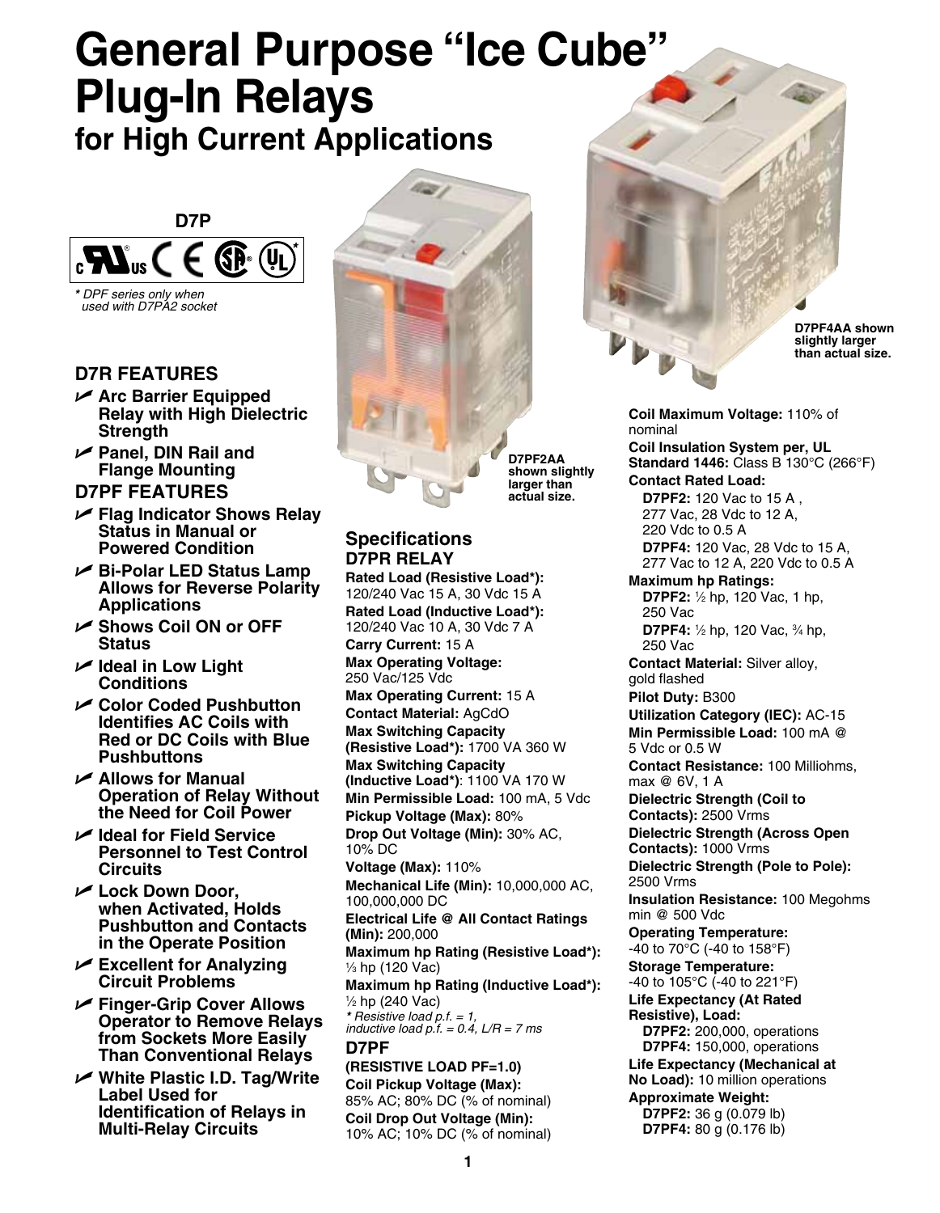# General Purpose "Ice Cube" Plug-In Relays

## for High Current Applications

**D7P**

*\* DPF series only when used with D7PA2 socket*

D7PF2AA shown slightly larger than actual size.

D7PF4AA shown slightly larger than actual size.

### D7R FEATURES

- **Arc Barrier Equipped Relay with High Dielectric Strength**
- **Panel, DIN Rail and Flange Mounting**

### D7PF FEATURES

- **Flag Indicator Shows Relay Status in Manual or Powered Condition**
- **Bi-Polar LED Status Lamp Allows for Reverse Polarity Applications**
- **Shows Coil ON or OFF Status**
- **Ideal in Low Light Conditions**
- **Color Coded Pushbutton Identifies AC Coils with Red or DC Coils with Blue Pushbuttons**
- **Allows for Manual Operation of Relay Without the Need for Coil Power**
- **Ideal for Field Service Personnel to Test Control Circuits**
- **Lock Down Door, when Activated, Holds Pushbutton and Contacts in the Operate Position**
- **Excellent for Analyzing Circuit Problems**
- **Finger-Grip Cover Allows Operator to Remove Relays from Sockets More Easily Than Conventional Relays**
- **White Plastic I.D. Tag/Write Label Used for Identification of Relays in Multi-Relay Circuits**

## Specifications

### D7PR RELAY

**Rated Load (Resistive Load\*):** 120/240 Vac 15 A, 30 Vdc 15 A

**Rated Load (Inductive Load\*):** 120/240 Vac 10 A, 30 Vdc 7 A

**Carry Current:** 15 A

**Max Operating Voltage:** 250 Vac/125 Vdc

**Max Operating Current:** 15 A

**Contact Material:** AgCdO

**Max Switching Capacity (Resistive Load\*):** 1700 VA 360 W

**Max Switching Capacity (Inductive Load\*)**: 1100 VA 170 W

**Min Permissible Load:** 100 mA, 5 Vdc

**Pickup Voltage (Max):** 80%

**Drop Out Voltage (Min):** 30% AC, 10% DC

**Voltage (Max):** 110%

**Mechanical Life (Min):** 10,000,000 AC, 100,000,000 DC

**Electrical Life @ All Contact Ratings (Min):** 200,000

**Maximum hp Rating (Resistive Load\*):** ⅓ hp (120 Vac)

**Maximum hp Rating (Inductive Load\*):** ½ hp (240 Vac)

*\* Resistive load p.f. = 1, inductive load p.f. = 0.4, L/R = 7 ms*

### D7PF

**(RESISTIVE LOAD PF=1.0)**

**Coil Pickup Voltage (Max):** 85% AC; 80% DC (% of nominal)

**Coil Drop Out Voltage (Min):** 10% AC; 10% DC (% of nominal)

**Coil Maximum Voltage:** 110% of nominal

**Coil Insulation System per, UL Standard 1446:** Class B 130°C (266°F)

**Contact Rated Load:**
- **D7PF2:** 120 Vac to 15 A , 277 Vac, 28 Vdc to 12 A, 220 Vdc to 0.5 A
- **D7PF4:** 120 Vac, 28 Vdc to 15 A, 277 Vac to 12 A, 220 Vdc to 0.5 A

**Maximum hp Ratings:**
- **D7PF2:** ½ hp, 120 Vac, 1 hp, 250 Vac
- **D7PF4:** ½ hp, 120 Vac, ¾ hp, 250 Vac

**Contact Material:** Silver alloy, gold flashed

**Pilot Duty:** B300

**Utilization Category (IEC):** AC-15

**Min Permissible Load:** 100 mA @ 5 Vdc or 0.5 W

**Contact Resistance:** 100 Milliohms, max @ 6V, 1 A

**Dielectric Strength (Coil to Contacts):** 2500 Vrms

**Dielectric Strength (Across Open Contacts):** 1000 Vrms

**Dielectric Strength (Pole to Pole):** 2500 Vrms

**Insulation Resistance:** 100 Megohms min @ 500 Vdc

**Operating Temperature:** -40 to 70°C (-40 to 158°F)

**Storage Temperature:** -40 to 105°C (-40 to 221°F)

**Life Expectancy (At Rated Resistive), Load:**
- **D7PF2:** 200,000, operations
- **D7PF4:** 150,000, operations

**Life Expectancy (Mechanical at No Load):** 10 million operations

**Approximate Weight:**
- **D7PF2:** 36 g (0.079 lb)
- **D7PF4:** 80 g (0.176 lb)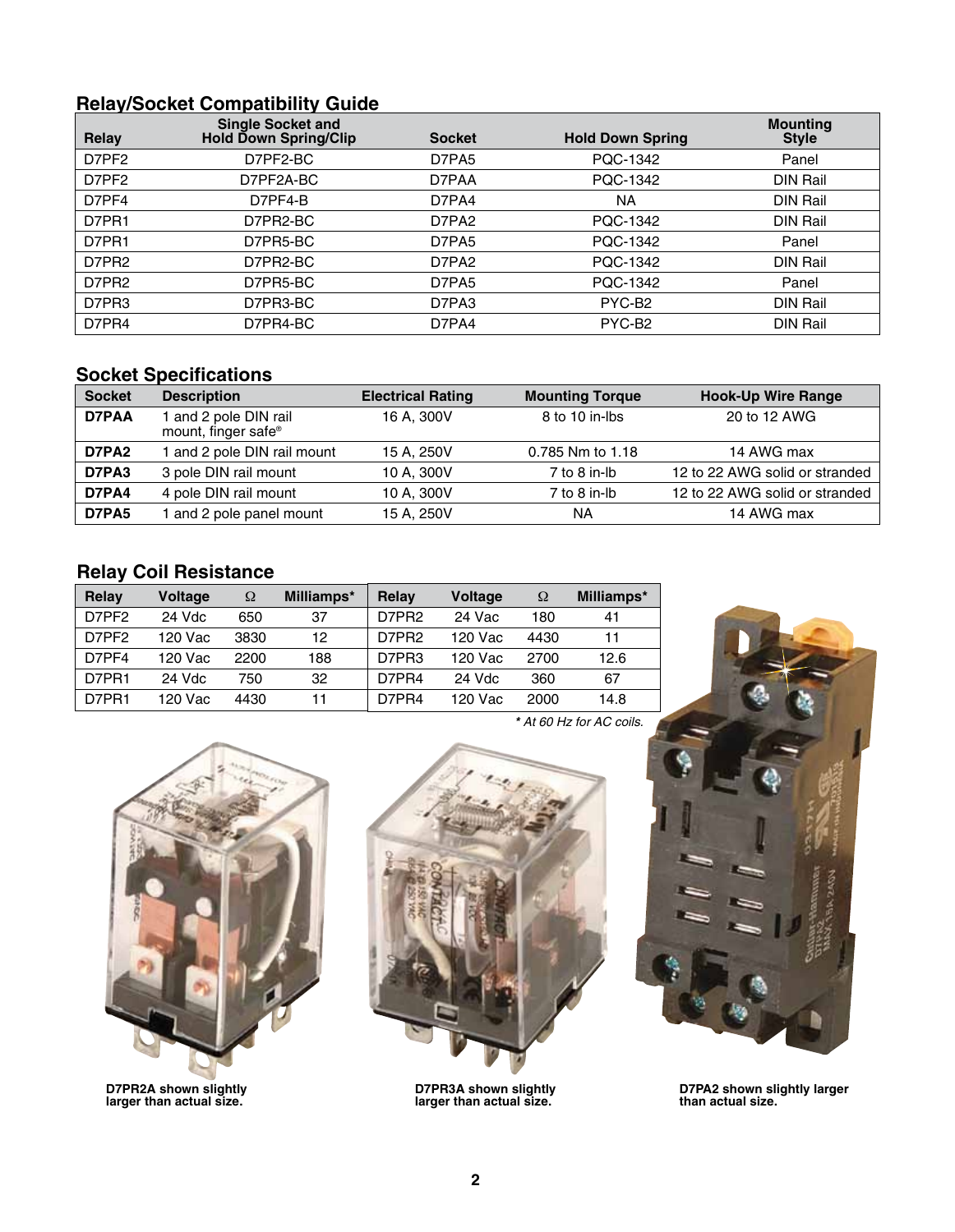## Relay/Socket Compatibility Guide

| Relay | Single Socket and Hold Down Spring/Clip | Socket | Hold Down Spring | Mounting Style |
|---|---|---|---|---|
| D7PF2 | D7PF2-BC | D7PA5 | PQC-1342 | Panel |
| D7PF2 | D7PF2A-BC | D7PAA | PQC-1342 | DIN Rail |
| D7PF4 | D7PF4-B | D7PA4 | NA | DIN Rail |
| D7PR1 | D7PR2-BC | D7PA2 | PQC-1342 | DIN Rail |
| D7PR1 | D7PR5-BC | D7PA5 | PQC-1342 | Panel |
| D7PR2 | D7PR2-BC | D7PA2 | PQC-1342 | DIN Rail |
| D7PR2 | D7PR5-BC | D7PA5 | PQC-1342 | Panel |
| D7PR3 | D7PR3-BC | D7PA3 | PYC-B2 | DIN Rail |
| D7PR4 | D7PR4-BC | D7PA4 | PYC-B2 | DIN Rail |

## Socket Specifications

| Socket | Description | Electrical Rating | Mounting Torque | Hook-Up Wire Range |
|---|---|---|---|---|
| **D7PAA** | 1 and 2 pole DIN rail mount, finger safe® | 16 A, 300V | 8 to 10 in-lbs | 20 to 12 AWG |
| **D7PA2** | 1 and 2 pole DIN rail mount | 15 A, 250V | 0.785 Nm to 1.18 | 14 AWG max |
| **D7PA3** | 3 pole DIN rail mount | 10 A, 300V | 7 to 8 in-lb | 12 to 22 AWG solid or stranded |
| **D7PA4** | 4 pole DIN rail mount | 10 A, 300V | 7 to 8 in-lb | 12 to 22 AWG solid or stranded |
| **D7PA5** | 1 and 2 pole panel mount | 15 A, 250V | NA | 14 AWG max |

## Relay Coil Resistance

| Relay | Voltage | Ω | Milliamps* | Relay | Voltage | Ω | Milliamps* |
|---|---|---|---|---|---|---|---|
| D7PF2 | 24 Vdc | 650 | 37 | D7PR2 | 24 Vac | 180 | 41 |
| D7PF2 | 120 Vac | 3830 | 12 | D7PR2 | 120 Vac | 4430 | 11 |
| D7PF4 | 120 Vac | 2200 | 188 | D7PR3 | 120 Vac | 2700 | 12.6 |
| D7PR1 | 24 Vdc | 750 | 32 | D7PR4 | 24 Vdc | 360 | 67 |
| D7PR1 | 120 Vac | 4430 | 11 | D7PR4 | 120 Vac | 2000 | 14.8 |

*\* At 60 Hz for AC coils.*

**D7PR2A shown slightly larger than actual size.**

**D7PR3A shown slightly larger than actual size.**

**D7PA2 shown slightly larger than actual size.**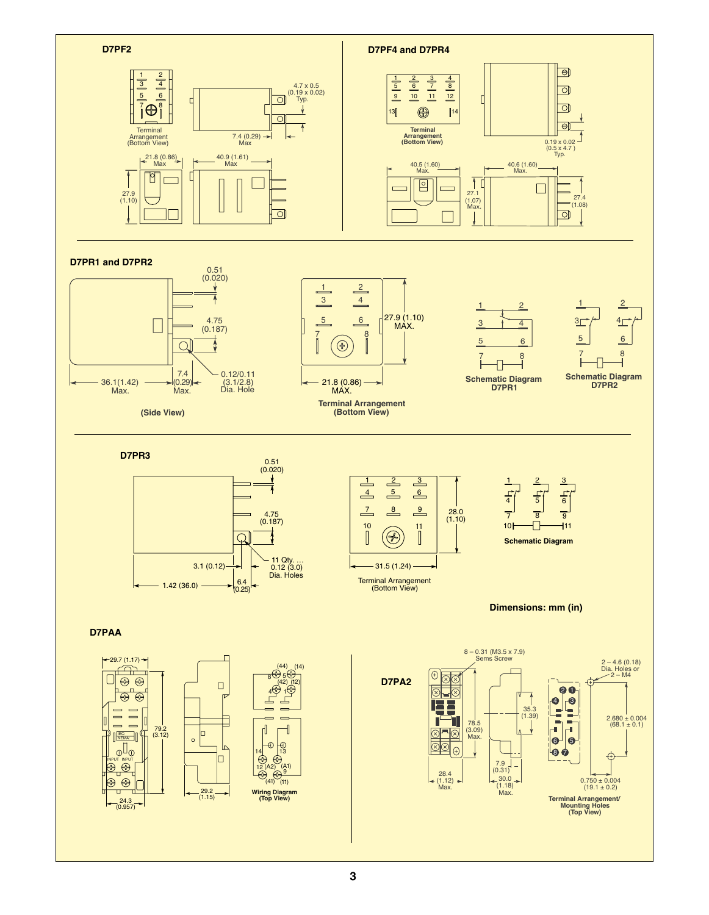## D7PF2

Terminal Arrangement (Bottom View)

4.7 x 0.5 (0.19 x 0.02) Typ.

7.4 (0.29) Max

21.8 (0.86) Max

40.9 (1.61) Max

27.9 (1.10)

## D7PF4 and D7PR4

**Terminal Arrangement (Bottom View)**

0.19 x 0.02 (0.5 x 4.7 ) Typ.

40.5 (1.60) Max.

40.6 (1.60) Max.

27.1 (1.07) Max.

27.4 (1.08)

## D7PR1 and D7PR2

0.51 (0.020)

4.75 (0.187)

36.1(1.42) Max.

7.4 (0.29) Max.

0.12/0.11 (3.1/2.8) Dia. Hole

**(Side View)**

27.9 (1.10) MAX.

21.8 (0.86) MAX.

**Terminal Arrangement (Bottom View)**

**Schematic Diagram D7PR1**

**Schematic Diagram D7PR2**

## D7PR3

0.51 (0.020)

4.75 (0.187)

3.1 (0.12)

11 Qty. ... 0.12 (3.0) Dia. Holes

1.42 (36.0)

6.4 (0.25)

28.0 (1.10)

31.5 (1.24)

Terminal Arrangement (Bottom View)

**Schematic Diagram**

**Dimensions: mm (in)**

## D7PAA

29.7 (1.17)

79.2 (3.12)

24.3 (0.957)

29.2 (1.15)

**Wiring Diagram (Top View)**

## D7PA2

8 – 0.31 (M3.5 x 7.9) Sems Screw

78.5 (3.09) Max.

28.4 (1.12) Max.

35.3 (1.39)

7.9 (0.31)

30.0 (1.18) Max.

2 – 4.6 (0.18) Dia. Holes or 2 – M4

2.680 ± 0.004 (68.1 ± 0.1)

0.750 ± 0.004 (19.1 ± 0.2)

**Terminal Arrangement/ Mounting Holes (Top View)**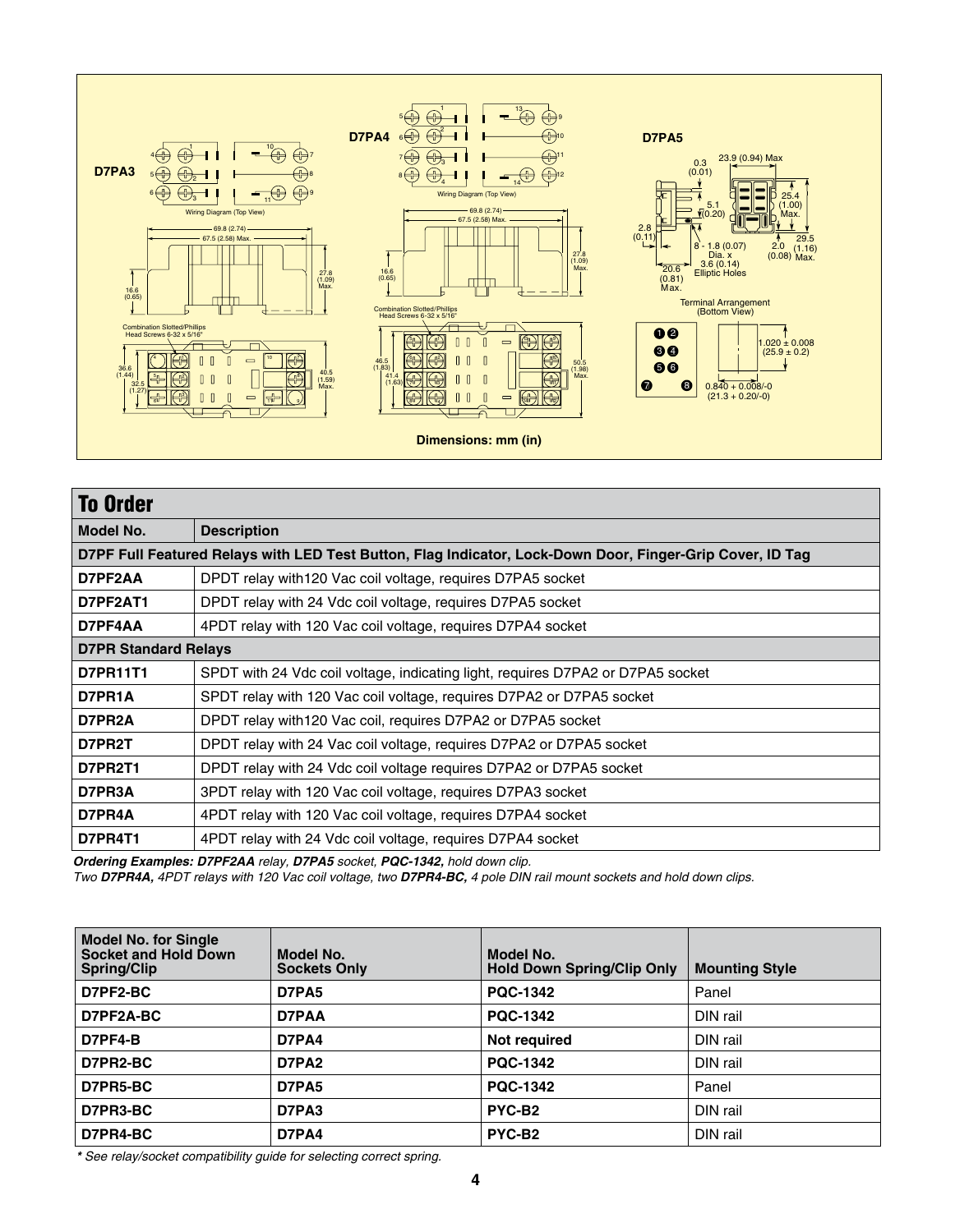D7PA3

Wiring Diagram (Top View)

69.8 (2.74)
67.5 (2.58) Max.
16.6 (0.65)
27.8 (1.09) Max.
Combination Slotted/Phillips Head Screws 6-32 x 5/16"
36.6 (1.44)
32.5 (1.27)
40.5 (1.59) Max.

D7PA4

Wiring Diagram (Top View)

69.8 (2.74)
67.5 (2.58) Max.
16.6 (0.65)
27.8 (1.09) Max.
Combination Slotted/Phillips Head Screws 6-32 x 5/16"
46.5 (1.83)
41.4 (1.63)
50.5 (1.98) Max.

D7PA5

23.9 (0.94) Max
0.3 (0.01)
5.1 (0.20)
25.4 (1.00) Max.
2.8 (0.11)
8 - 1.8 (0.07) Dia. x 3.6 (0.14) Elliptic Holes
2.0 (0.08)
29.5 (1.16) Max.
20.6 (0.81) Max.

Terminal Arrangement (Bottom View)

1.020 ± 0.008 (25.9 ± 0.2)
0.840 + 0.008/-0 (21.3 + 0.20/-0)

Dimensions: mm (in)

## To Order

| Model No. | Description |
|---|---|
| **D7PF Full Featured Relays with LED Test Button, Flag Indicator, Lock-Down Door, Finger-Grip Cover, ID Tag** | |
| **D7PF2AA** | DPDT relay with120 Vac coil voltage, requires D7PA5 socket |
| **D7PF2AT1** | DPDT relay with 24 Vdc coil voltage, requires D7PA5 socket |
| **D7PF4AA** | 4PDT relay with 120 Vac coil voltage, requires D7PA4 socket |
| **D7PR Standard Relays** | |
| **D7PR11T1** | SPDT with 24 Vdc coil voltage, indicating light, requires D7PA2 or D7PA5 socket |
| **D7PR1A** | SPDT relay with 120 Vac coil voltage, requires D7PA2 or D7PA5 socket |
| **D7PR2A** | DPDT relay with120 Vac coil, requires D7PA2 or D7PA5 socket |
| **D7PR2T** | DPDT relay with 24 Vac coil voltage, requires D7PA2 or D7PA5 socket |
| **D7PR2T1** | DPDT relay with 24 Vdc coil voltage requires D7PA2 or D7PA5 socket |
| **D7PR3A** | 3PDT relay with 120 Vac coil voltage, requires D7PA3 socket |
| **D7PR4A** | 4PDT relay with 120 Vac coil voltage, requires D7PA4 socket |
| **D7PR4T1** | 4PDT relay with 24 Vdc coil voltage, requires D7PA4 socket |

*Ordering Examples: **D7PF2AA** relay, **D7PA5** socket, **PQC-1342,** hold down clip.*
*Two **D7PR4A,** 4PDT relays with 120 Vac coil voltage, two **D7PR4-BC,** 4 pole DIN rail mount sockets and hold down clips.*

| Model No. for Single Socket and Hold Down Spring/Clip | Model No. Sockets Only | Model No. Hold Down Spring/Clip Only | Mounting Style |
|---|---|---|---|
| **D7PF2-BC** | **D7PA5** | **PQC-1342** | Panel |
| **D7PF2A-BC** | **D7PAA** | **PQC-1342** | DIN rail |
| **D7PF4-B** | **D7PA4** | **Not required** | DIN rail |
| **D7PR2-BC** | **D7PA2** | **PQC-1342** | DIN rail |
| **D7PR5-BC** | **D7PA5** | **PQC-1342** | Panel |
| **D7PR3-BC** | **D7PA3** | **PYC-B2** | DIN rail |
| **D7PR4-BC** | **D7PA4** | **PYC-B2** | DIN rail |

*\* See relay/socket compatibility guide for selecting correct spring.*